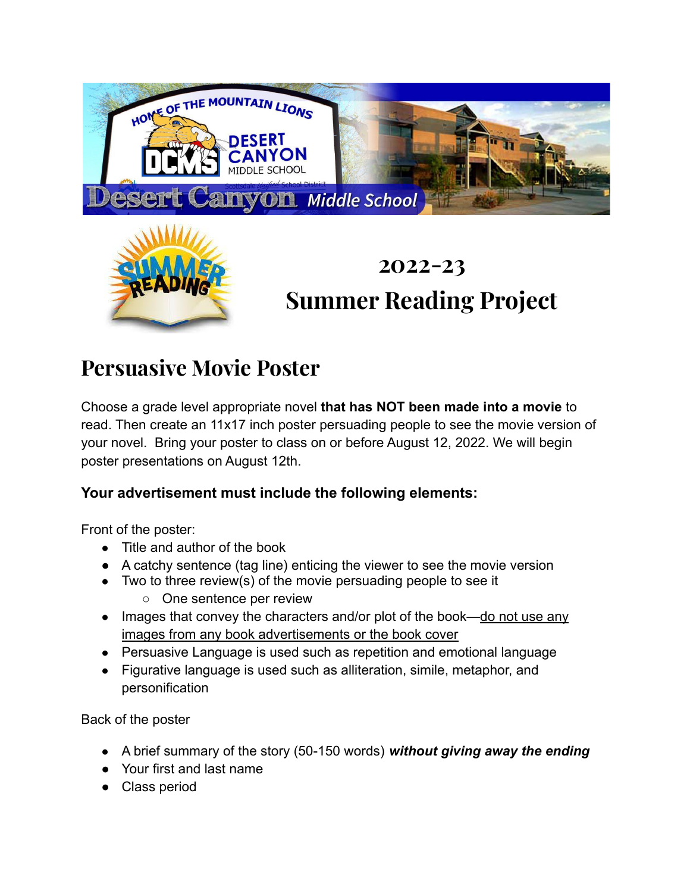# 2022-23
# Summer Reading Project

## Persuasive Movie Poster

Choose a grade level appropriate novel **that has NOT been made into a movie** to read. Then create an 11x17 inch poster persuading people to see the movie version of your novel. Bring your poster to class on or before August 12, 2022. We will begin poster presentations on August 12th.

### Your advertisement must include the following elements:

Front of the poster:

- Title and author of the book
- A catchy sentence (tag line) enticing the viewer to see the movie version
- Two to three review(s) of the movie persuading people to see it
  - One sentence per review
- Images that convey the characters and/or plot of the book—<u>do not use any images from any book advertisements or the book cover</u>
- Persuasive Language is used such as repetition and emotional language
- Figurative language is used such as alliteration, simile, metaphor, and personification

Back of the poster

- A brief summary of the story (50-150 words) ***without giving away the ending***
- Your first and last name
- Class period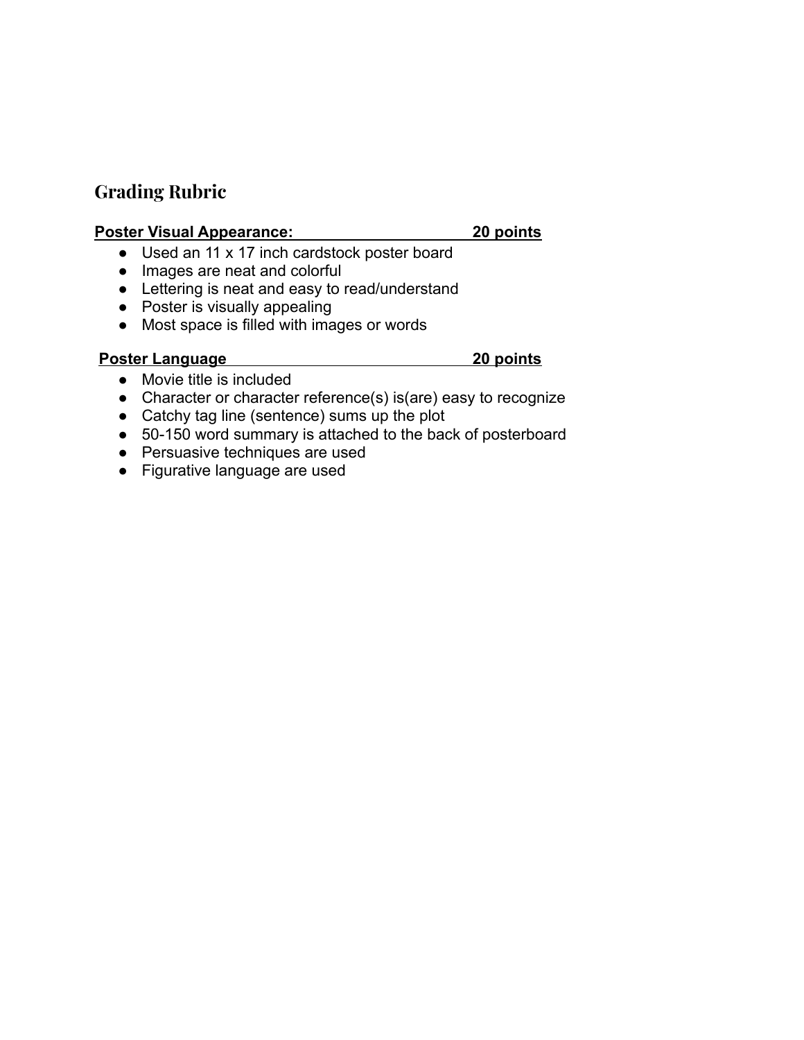## Grading Rubric

**Poster Visual Appearance: 20 points**

- Used an 11 x 17 inch cardstock poster board
- Images are neat and colorful
- Lettering is neat and easy to read/understand
- Poster is visually appealing
- Most space is filled with images or words

**Poster Language 20 points**

- Movie title is included
- Character or character reference(s) is(are) easy to recognize
- Catchy tag line (sentence) sums up the plot
- 50-150 word summary is attached to the back of posterboard
- Persuasive techniques are used
- Figurative language are used